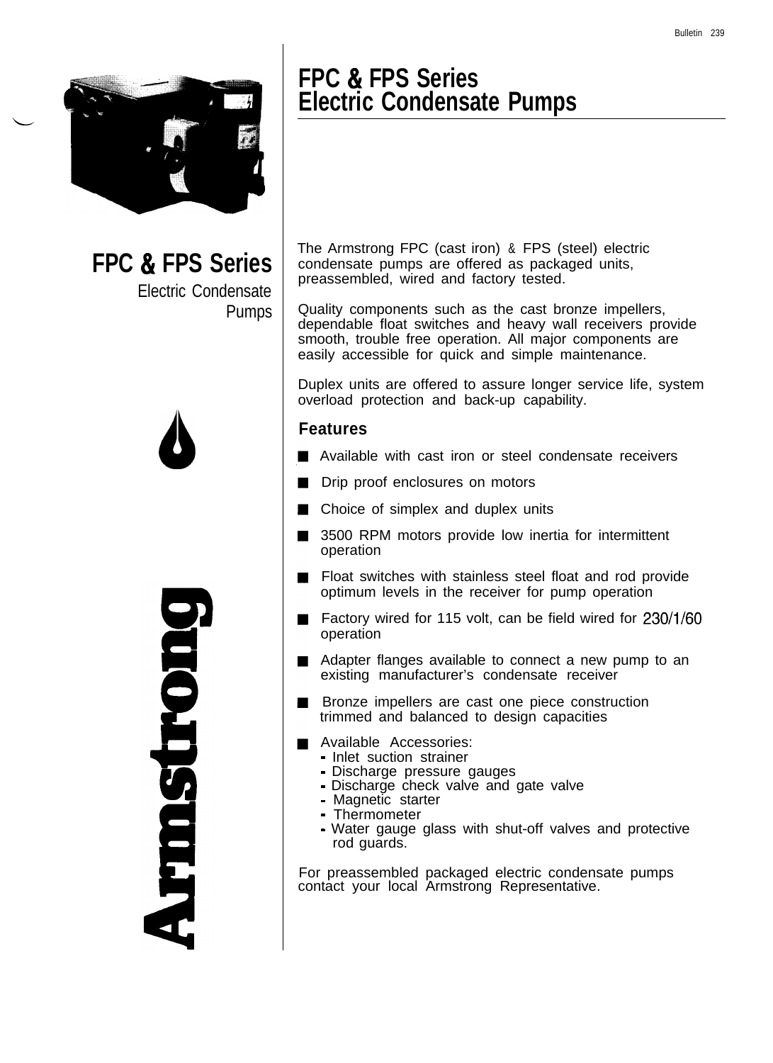# FPC & FPS Series Electric Condensate Pumps

**FPC & FPS Series**

Electric Condensate Pumps

The Armstrong FPC (cast iron) & FPS (steel) electric condensate pumps are offered as packaged units, preassembled, wired and factory tested.

Quality components such as the cast bronze impellers, dependable float switches and heavy wall receivers provide smooth, trouble free operation. All major components are easily accessible for quick and simple maintenance.

Duplex units are offered to assure longer service life, system overload protection and back-up capability.

## Features

- Available with cast iron or steel condensate receivers
- Drip proof enclosures on motors
- Choice of simplex and duplex units
- 3500 RPM motors provide low inertia for intermittent operation
- Float switches with stainless steel float and rod provide optimum levels in the receiver for pump operation
- Factory wired for 115 volt, can be field wired for 230/1/60 operation
- Adapter flanges available to connect a new pump to an existing manufacturer's condensate receiver
- Bronze impellers are cast one piece construction trimmed and balanced to design capacities
- Available Accessories:
  - Inlet suction strainer
  - Discharge pressure gauges
  - Discharge check valve and gate valve
  - Magnetic starter
  - Thermometer
  - Water gauge glass with shut-off valves and protective rod guards.

For preassembled packaged electric condensate pumps contact your local Armstrong Representative.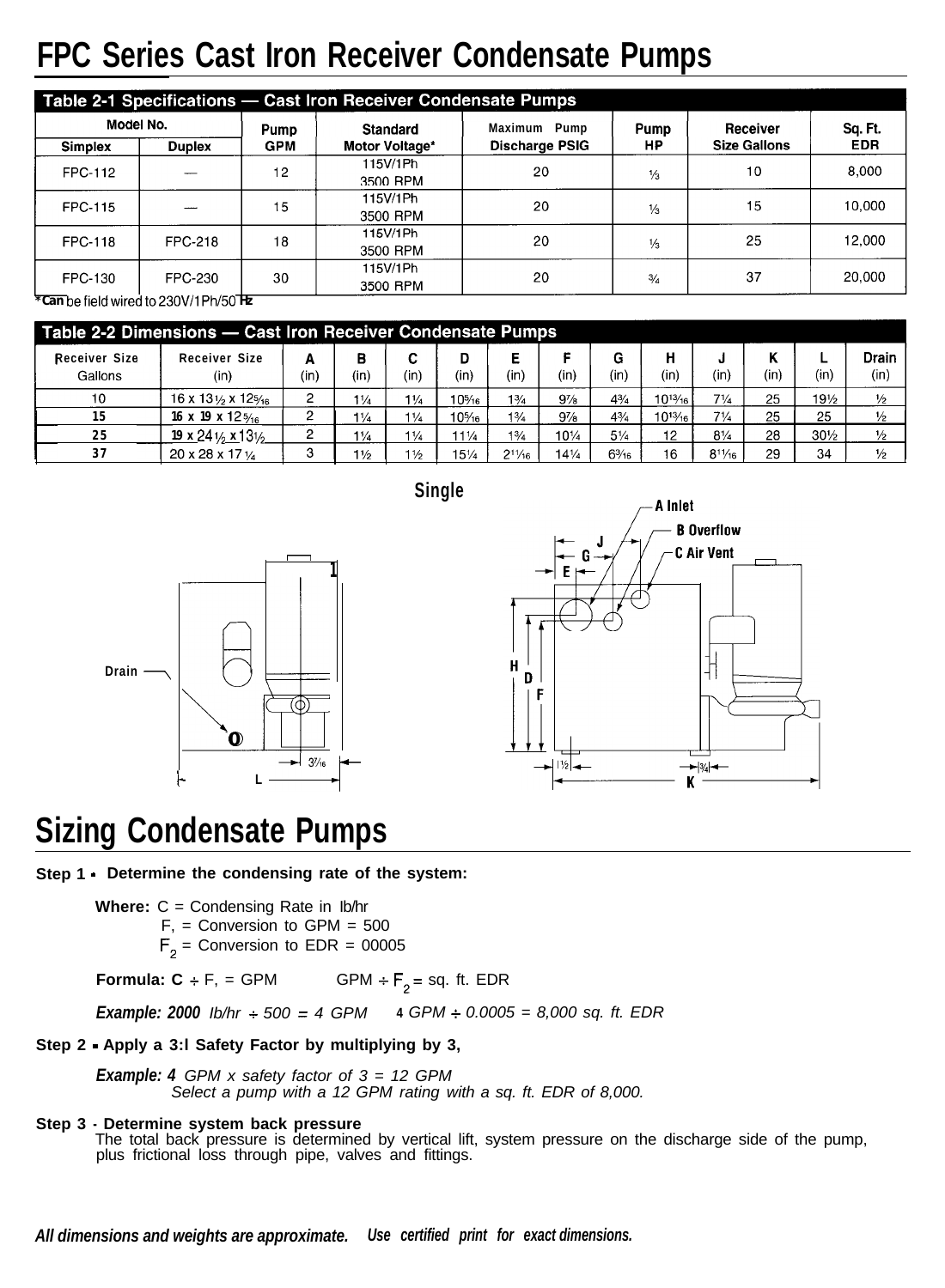# FPC Series Cast Iron Receiver Condensate Pumps

**Table 2-1 Specifications — Cast Iron Receiver Condensate Pumps**

| Model No. | | Pump GPM | Standard Motor Voltage* | Maximum Pump Discharge PSIG | Pump HP | Receiver Size Gallons | Sq. Ft. EDR |
|---|---|---|---|---|---|---|---|
| Simplex | Duplex | | | | | | |
| FPC-112 | — | 12 | 115V/1Ph 3500 RPM | 20 | ⅓ | 10 | 8,000 |
| FPC-115 | — | 15 | 115V/1Ph 3500 RPM | 20 | ⅓ | 15 | 10,000 |
| FPC-118 | FPC-218 | 18 | 115V/1Ph 3500 RPM | 20 | ⅓ | 25 | 12,000 |
| FPC-130 | FPC-230 | 30 | 115V/1Ph 3500 RPM | 20 | ¾ | 37 | 20,000 |

*Can be field wired to 230V/1Ph/50 Hz

**Table 2-2 Dimensions — Cast Iron Receiver Condensate Pumps**

| Receiver Size Gallons | Receiver Size (in) | A (in) | B (in) | C (in) | D (in) | E (in) | F (in) | G (in) | H (in) | J (in) | K (in) | L (in) | Drain (in) |
|---|---|---|---|---|---|---|---|---|---|---|---|---|---|
| 10 | 16 x 13½ x 12⁵⁄₁₆ | 2 | 1¼ | 1¼ | 10⁵⁄₁₆ | 1¾ | 9⅞ | 4¾ | 10¹³⁄₁₆ | 7¼ | 25 | 19½ | ½ |
| 15 | 16 x 19 x 12⁵⁄₁₆ | 2 | 1¼ | 1¼ | 10⁵⁄₁₆ | 1¾ | 9⅞ | 4¾ | 10¹³⁄₁₆ | 7¼ | 25 | 25 | ½ |
| 25 | 19 x 24½ x 13½ | 2 | 1¼ | 1¼ | 11¼ | 1¾ | 10¼ | 5¼ | 12 | 8¼ | 28 | 30½ | ½ |
| 37 | 20 x 28 x 17¼ | 3 | 1½ | 1½ | 15¼ | 2¹¹⁄₁₆ | 14¼ | 6³⁄₁₆ | 16 | 8¹¹⁄₁₆ | 29 | 34 | ½ |

Single

Drain — 3⁷⁄₁₆ — L — A Inlet — B Overflow — C Air Vent — J — G — E — H — D — F — 1½ — ¾ — K

# Sizing Condensate Pumps

**Step 1 - Determine the condensing rate of the system:**

**Where:** C = Condensing Rate in lb/hr
$F_1$ = Conversion to GPM = 500
$F_2$ = Conversion to EDR = 00005

**Formula:** $C \div F_1$ = GPM     GPM $\div F_2$ = sq. ft. EDR

***Example: 2000*** *lb/hr ÷ 500 = 4 GPM*     *4 GPM ÷ 0.0005 = 8,000 sq. ft. EDR*

**Step 2 - Apply a 3:l Safety Factor by multiplying by 3,**

***Example: 4*** *GPM x safety factor of 3 = 12 GPM*
*Select a pump with a 12 GPM rating with a sq. ft. EDR of 8,000.*

**Step 3 - Determine system back pressure**
The total back pressure is determined by vertical lift, system pressure on the discharge side of the pump, plus frictional loss through pipe, valves and fittings.

***All dimensions and weights are approximate. Use certified print for exact dimensions.***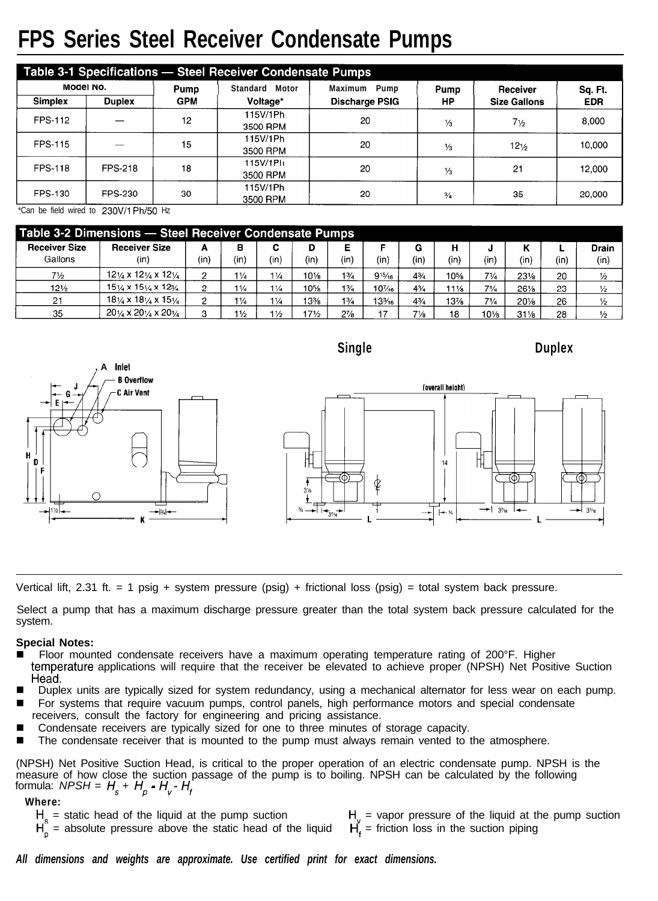# FPS Series Steel Receiver Condensate Pumps

**Table 3-1 Specifications — Steel Receiver Condensate Pumps**

| Model No. | | Pump | Standard Motor | Maximum Pump | Pump | Receiver | Sq. Ft. |
|---|---|---|---|---|---|---|---|
| Simplex | Duplex | GPM | Voltage* | Discharge PSIG | HP | Size Gallons | EDR |
| FPS-112 | — | 12 | 115V/1Ph 3500 RPM | 20 | ⅓ | 7½ | 8,000 |
| FPS-115 | — | 15 | 115V/1Ph 3500 RPM | 20 | ⅓ | 12½ | 10,000 |
| FPS-118 | FPS-218 | 18 | 115V/1Ph 3500 RPM | 20 | ⅓ | 21 | 12,000 |
| FPS-130 | FPS-230 | 30 | 115V/1Ph 3500 RPM | 20 | ¾ | 35 | 20,000 |

*Can be field wired to 230V/1Ph/50 Hz

**Table 3-2 Dimensions — Steel Receiver Condensate Pumps**

| Receiver Size Gallons | Receiver Size (in) | A (in) | B (in) | C (in) | D (in) | E (in) | F (in) | G (in) | H (in) | J (in) | K (in) | L (in) | Drain (in) |
|---|---|---|---|---|---|---|---|---|---|---|---|---|---|
| 7½ | 12¼ x 12¼ x 12¼ | 2 | 1¼ | 1¼ | 10⅛ | 1¾ | 9¹⁵⁄₁₆ | 4¾ | 10⅝ | 7¼ | 23⅛ | 20 | ½ |
| 12½ | 15¼ x 15¼ x 12¾ | 2 | 1¼ | 1¼ | 10⅝ | 1¾ | 10⁷⁄₁₆ | 4¾ | 11⅛ | 7¼ | 26⅛ | 23 | ½ |
| 21 | 18¼ x 18¼ x 15¼ | 2 | 1¼ | 1¼ | 13⅜ | 1¾ | 13³⁄₁₆ | 4¾ | 13⅞ | 7¼ | 20⅛ | 26 | ½ |
| 35 | 20¼ x 20¼ x 20¼ | 3 | 1½ | 1½ | 17½ | 2⅞ | 17 | 7⅛ | 18 | 10⅛ | 31⅛ | 28 | ½ |

**Single** **Duplex**

A Inlet
B Overflow
C Air Vent

Vertical lift, 2.31 ft. = 1 psig + system pressure (psig) + frictional loss (psig) = total system back pressure.

Select a pump that has a maximum discharge pressure greater than the total system back pressure calculated for the system.

**Special Notes:**

- Floor mounted condensate receivers have a maximum operating temperature rating of 200°F. Higher temperature applications will require that the receiver be elevated to achieve proper (NPSH) Net Positive Suction Head.
- Duplex units are typically sized for system redundancy, using a mechanical alternator for less wear on each pump.
- For systems that require vacuum pumps, control panels, high performance motors and special condensate receivers, consult the factory for engineering and pricing assistance.
- Condensate receivers are typically sized for one to three minutes of storage capacity.
- The condensate receiver that is mounted to the pump must always remain vented to the atmosphere.

(NPSH) Net Positive Suction Head, is critical to the proper operation of an electric condensate pump. NPSH is the measure of how close the suction passage of the pump is to boiling. NPSH can be calculated by the following formula: $NPSH = H_s + H_p - H_v - H_f$

**Where:**

$H_s$ = static head of the liquid at the pump suction
$H_p$ = absolute pressure above the static head of the liquid
$H_v$ = vapor pressure of the liquid at the pump suction
$H_f$ = friction loss in the suction piping

***All dimensions and weights are approximate. Use certified print for exact dimensions.***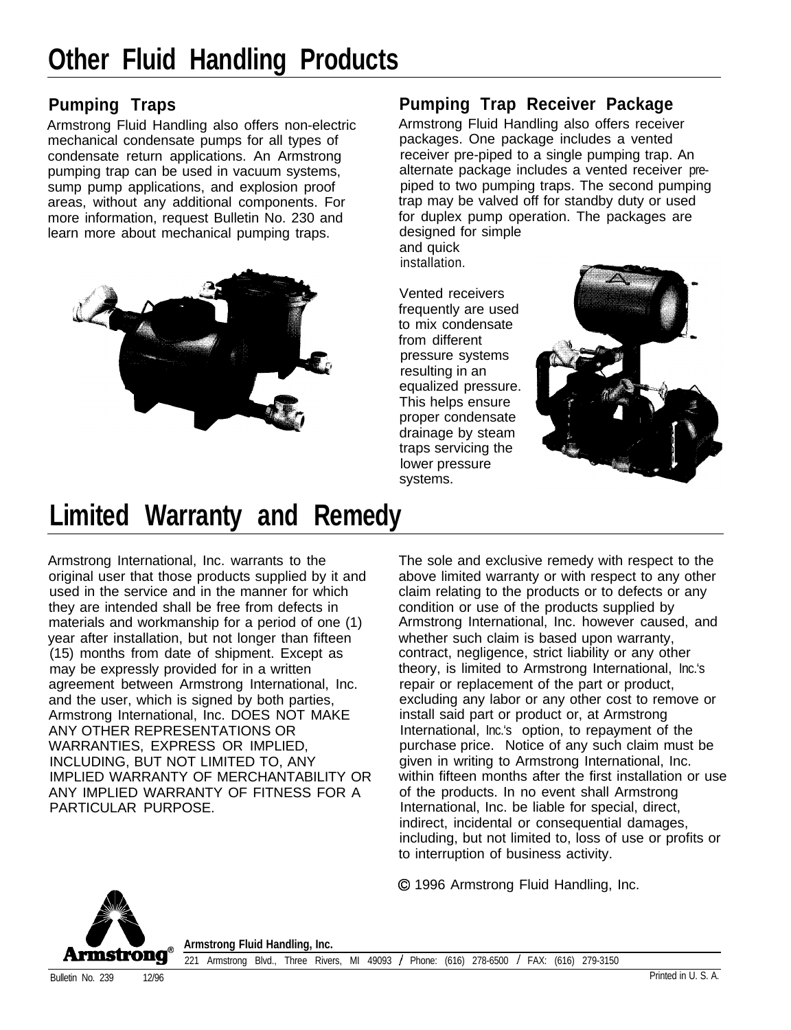# Other Fluid Handling Products

## Pumping Traps

Armstrong Fluid Handling also offers non-electric mechanical condensate pumps for all types of condensate return applications. An Armstrong pumping trap can be used in vacuum systems, sump pump applications, and explosion proof areas, without any additional components. For more information, request Bulletin No. 230 and learn more about mechanical pumping traps.

## Pumping Trap Receiver Package

Armstrong Fluid Handling also offers receiver packages. One package includes a vented receiver pre-piped to a single pumping trap. An alternate package includes a vented receiver pre-piped to two pumping traps. The second pumping trap may be valved off for standby duty or used for duplex pump operation. The packages are designed for simple and quick installation.

Vented receivers frequently are used to mix condensate from different pressure systems resulting in an equalized pressure. This helps ensure proper condensate drainage by steam traps servicing the lower pressure systems.

# Limited Warranty and Remedy

Armstrong International, Inc. warrants to the original user that those products supplied by it and used in the service and in the manner for which they are intended shall be free from defects in materials and workmanship for a period of one (1) year after installation, but not longer than fifteen (15) months from date of shipment. Except as may be expressly provided for in a written agreement between Armstrong International, Inc. and the user, which is signed by both parties, Armstrong International, Inc. DOES NOT MAKE ANY OTHER REPRESENTATIONS OR WARRANTIES, EXPRESS OR IMPLIED, INCLUDING, BUT NOT LIMITED TO, ANY IMPLIED WARRANTY OF MERCHANTABILITY OR ANY IMPLIED WARRANTY OF FITNESS FOR A PARTICULAR PURPOSE.

The sole and exclusive remedy with respect to the above limited warranty or with respect to any other claim relating to the products or to defects or any condition or use of the products supplied by Armstrong International, Inc. however caused, and whether such claim is based upon warranty, contract, negligence, strict liability or any other theory, is limited to Armstrong International, Inc.'s repair or replacement of the part or product, excluding any labor or any other cost to remove or install said part or product or, at Armstrong International, Inc.'s option, to repayment of the purchase price. Notice of any such claim must be given in writing to Armstrong International, Inc. within fifteen months after the first installation or use of the products. In no event shall Armstrong International, Inc. be liable for special, direct, indirect, incidental or consequential damages, including, but not limited to, loss of use or profits or to interruption of business activity.

© 1996 Armstrong Fluid Handling, Inc.

Armstrong®

**Armstrong Fluid Handling, Inc.**

221 Armstrong Blvd., Three Rivers, MI 49093 / Phone: (616) 278-6500 / FAX: (616) 279-3150

Bulletin No. 239 12/96

Printed in U. S. A.